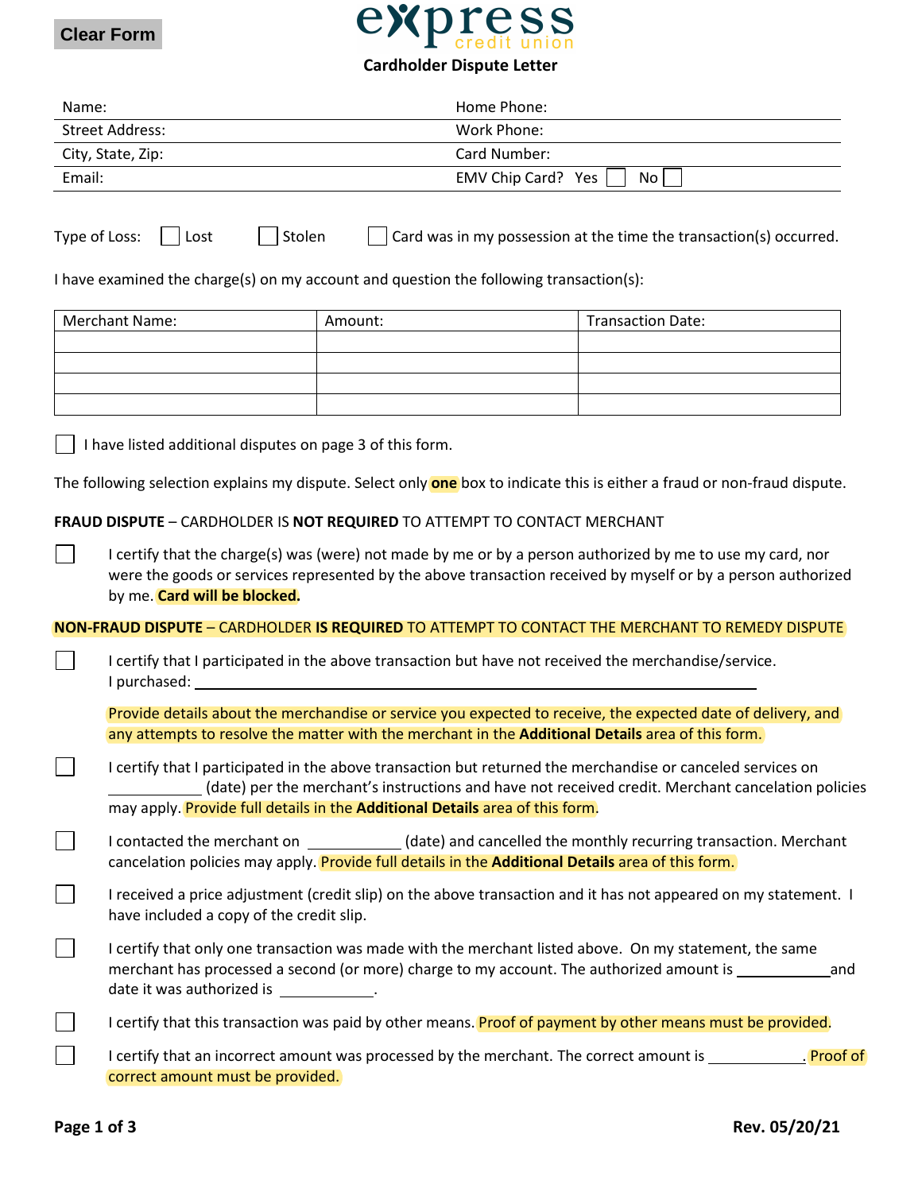Clear Form

# express credit union

## Cardholder Dispute Letter

| | |
|---|---|
| Name: | Home Phone: |
| Street Address: | Work Phone: |
| City, State, Zip: | Card Number: |
| Email: | EMV Chip Card? Yes ☐ No ☐ |

Type of Loss: ☐ Lost ☐ Stolen ☐ Card was in my possession at the time the transaction(s) occurred.

I have examined the charge(s) on my account and question the following transaction(s):

| Merchant Name: | Amount: | Transaction Date: |
|---|---|---|
| | | |
| | | |
| | | |
| | | |

☐ I have listed additional disputes on page 3 of this form.

The following selection explains my dispute. Select only **one** box to indicate this is either a fraud or non-fraud dispute.

**FRAUD DISPUTE** – CARDHOLDER IS **NOT REQUIRED** TO ATTEMPT TO CONTACT MERCHANT

☐ I certify that the charge(s) was (were) not made by me or by a person authorized by me to use my card, nor were the goods or services represented by the above transaction received by myself or by a person authorized by me. **Card will be blocked.**

**NON-FRAUD DISPUTE** – CARDHOLDER **IS REQUIRED** TO ATTEMPT TO CONTACT THE MERCHANT TO REMEDY DISPUTE

☐ I certify that I participated in the above transaction but have not received the merchandise/service. I purchased: ______________________________

Provide details about the merchandise or service you expected to receive, the expected date of delivery, and any attempts to resolve the matter with the merchant in the **Additional Details** area of this form.

☐ I certify that I participated in the above transaction but returned the merchandise or canceled services on __________ (date) per the merchant's instructions and have not received credit. Merchant cancelation policies may apply. Provide full details in the **Additional Details** area of this form.

☐ I contacted the merchant on __________ (date) and cancelled the monthly recurring transaction. Merchant cancelation policies may apply. Provide full details in the **Additional Details** area of this form.

☐ I received a price adjustment (credit slip) on the above transaction and it has not appeared on my statement. I have included a copy of the credit slip.

☐ I certify that only one transaction was made with the merchant listed above. On my statement, the same merchant has processed a second (or more) charge to my account. The authorized amount is __________ and date it was authorized is __________.

☐ I certify that this transaction was paid by other means. Proof of payment by other means must be provided.

☐ I certify that an incorrect amount was processed by the merchant. The correct amount is __________. Proof of correct amount must be provided.

Rev. 05/20/21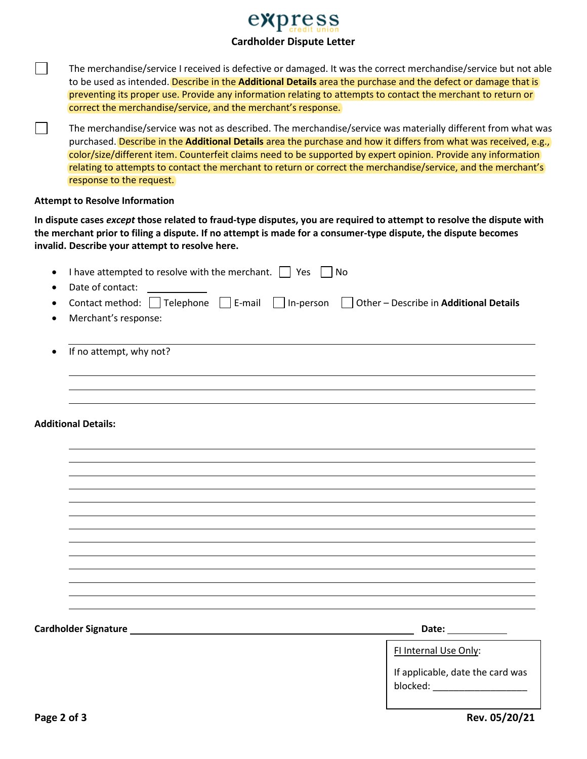**express** credit union

## Cardholder Dispute Letter

- ☐ The merchandise/service I received is defective or damaged. It was the correct merchandise/service but not able to be used as intended. Describe in the **Additional Details** area the purchase and the defect or damage that is preventing its proper use. Provide any information relating to attempts to contact the merchant to return or correct the merchandise/service, and the merchant's response.

- ☐ The merchandise/service was not as described. The merchandise/service was materially different from what was purchased. Describe in the **Additional Details** area the purchase and how it differs from what was received, e.g., color/size/different item. Counterfeit claims need to be supported by expert opinion. Provide any information relating to attempts to contact the merchant to return or correct the merchandise/service, and the merchant's response to the request.

### Attempt to Resolve Information

**In dispute cases *except* those related to fraud-type disputes, you are required to attempt to resolve the dispute with the merchant prior to filing a dispute. If no attempt is made for a consumer-type dispute, the dispute becomes invalid. Describe your attempt to resolve here.**

- I have attempted to resolve with the merchant. ☐ Yes ☐ No
- Date of contact: ____________
- Contact method: ☐ Telephone ☐ E-mail ☐ In-person ☐ Other – Describe in **Additional Details**
- Merchant's response:

  ______________________________________________________________________

- If no attempt, why not?

  ______________________________________________________________________

  ______________________________________________________________________

  ______________________________________________________________________

**Additional Details:**

______________________________________________________________________

______________________________________________________________________

______________________________________________________________________

______________________________________________________________________

______________________________________________________________________

______________________________________________________________________

______________________________________________________________________

______________________________________________________________________

______________________________________________________________________

______________________________________________________________________

______________________________________________________________________

______________________________________________________________________

______________________________________________________________________

**Cardholder Signature** ________________________________________ **Date:** ____________

FI Internal Use Only:

If applicable, date the card was blocked: __________________

**Rev. 05/20/21**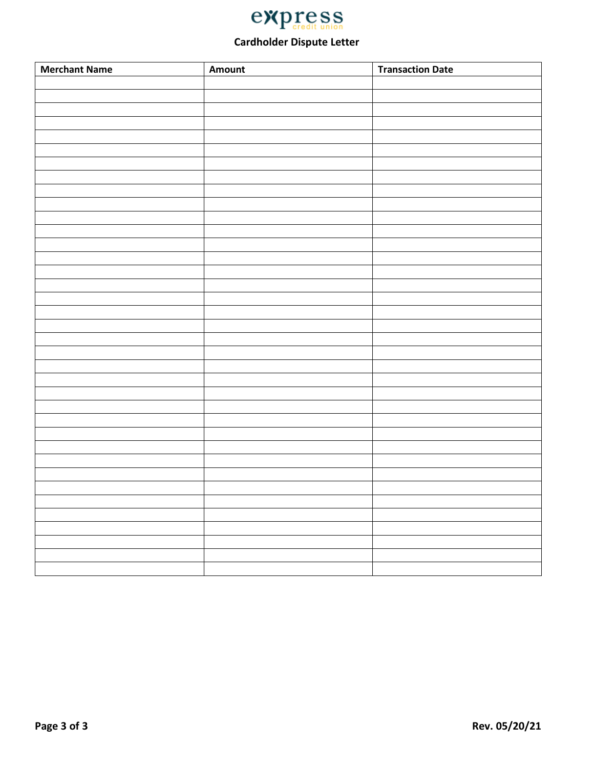express credit union

## Cardholder Dispute Letter

| Merchant Name | Amount | Transaction Date |
| --- | --- | --- |
| | | |
| | | |
| | | |
| | | |
| | | |
| | | |
| | | |
| | | |
| | | |
| | | |
| | | |
| | | |
| | | |
| | | |
| | | |
| | | |
| | | |
| | | |
| | | |
| | | |
| | | |
| | | |
| | | |
| | | |
| | | |
| | | |
| | | |
| | | |
| | | |
| | | |
| | | |
| | | |
| | | |
| | | |
| | | |
| | | |
| | | |
| | | |

Rev. 05/20/21